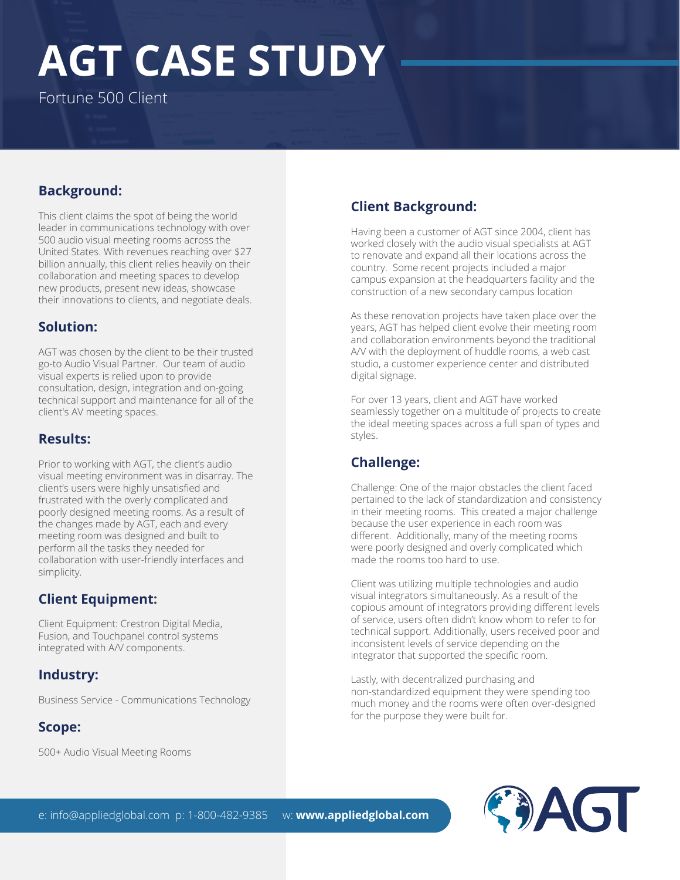# AGT CASE STUDY

Fortune 500 Client

## Background:

This client claims the spot of being the world leader in communications technology with over 500 audio visual meeting rooms across the United States. With revenues reaching over $27 billion annually, this client relies heavily on their collaboration and meeting spaces to develop new products, present new ideas, showcase their innovations to clients, and negotiate deals.

## Solution:

AGT was chosen by the client to be their trusted go-to Audio Visual Partner. Our team of audio visual experts is relied upon to provide consultation, design, integration and on-going technical support and maintenance for all of the client's AV meeting spaces.

## Results:

Prior to working with AGT, the client's audio visual meeting environment was in disarray. The client's users were highly unsatisfied and frustrated with the overly complicated and poorly designed meeting rooms. As a result of the changes made by AGT, each and every meeting room was designed and built to perform all the tasks they needed for collaboration with user-friendly interfaces and simplicity.

## Client Equipment:

Client Equipment: Crestron Digital Media, Fusion, and Touchpanel control systems integrated with A/V components.

## Industry:

Business Service - Communications Technology

## Scope:

500+ Audio Visual Meeting Rooms

## Client Background:

Having been a customer of AGT since 2004, client has worked closely with the audio visual specialists at AGT to renovate and expand all their locations across the country. Some recent projects included a major campus expansion at the headquarters facility and the construction of a new secondary campus location

As these renovation projects have taken place over the years, AGT has helped client evolve their meeting room and collaboration environments beyond the traditional A/V with the deployment of huddle rooms, a web cast studio, a customer experience center and distributed digital signage.

For over 13 years, client and AGT have worked seamlessly together on a multitude of projects to create the ideal meeting spaces across a full span of types and styles.

## Challenge:

Challenge: One of the major obstacles the client faced pertained to the lack of standardization and consistency in their meeting rooms. This created a major challenge because the user experience in each room was different. Additionally, many of the meeting rooms were poorly designed and overly complicated which made the rooms too hard to use.

Client was utilizing multiple technologies and audio visual integrators simultaneously. As a result of the copious amount of integrators providing different levels of service, users often didn't know whom to refer to for technical support. Additionally, users received poor and inconsistent levels of service depending on the integrator that supported the specific room.

Lastly, with decentralized purchasing and non-standardized equipment they were spending too much money and the rooms were often over-designed for the purpose they were built for.

e: info@appliedglobal.com p: 1-800-482-9385 w: **www.appliedglobal.com**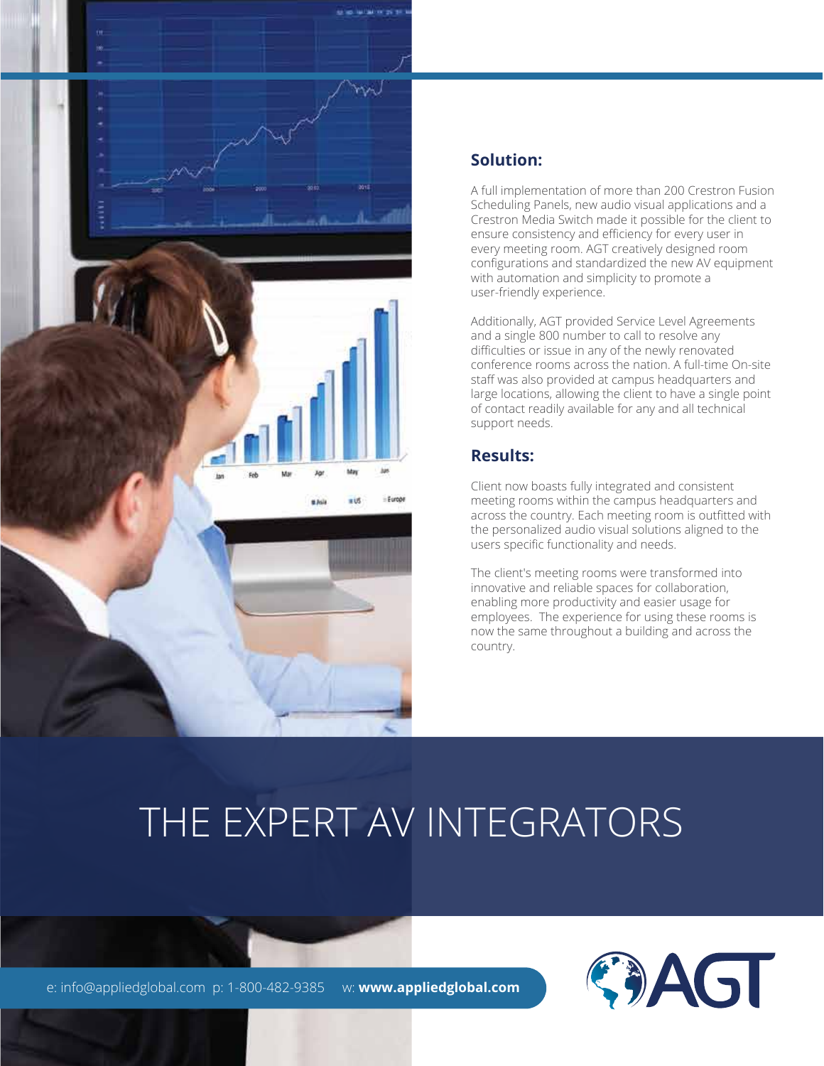## Solution:

A full implementation of more than 200 Crestron Fusion Scheduling Panels, new audio visual applications and a Crestron Media Switch made it possible for the client to ensure consistency and efficiency for every user in every meeting room. AGT creatively designed room configurations and standardized the new AV equipment with automation and simplicity to promote a user-friendly experience.

Additionally, AGT provided Service Level Agreements and a single 800 number to call to resolve any difficulties or issue in any of the newly renovated conference rooms across the nation. A full-time On-site staff was also provided at campus headquarters and large locations, allowing the client to have a single point of contact readily available for any and all technical support needs.

## Results:

Client now boasts fully integrated and consistent meeting rooms within the campus headquarters and across the country. Each meeting room is outfitted with the personalized audio visual solutions aligned to the users specific functionality and needs.

The client's meeting rooms were transformed into innovative and reliable spaces for collaboration, enabling more productivity and easier usage for employees. The experience for using these rooms is now the same throughout a building and across the country.

# THE EXPERT AV INTEGRATORS

e: info@appliedglobal.com p: 1-800-482-9385 w: **www.appliedglobal.com**

AGT